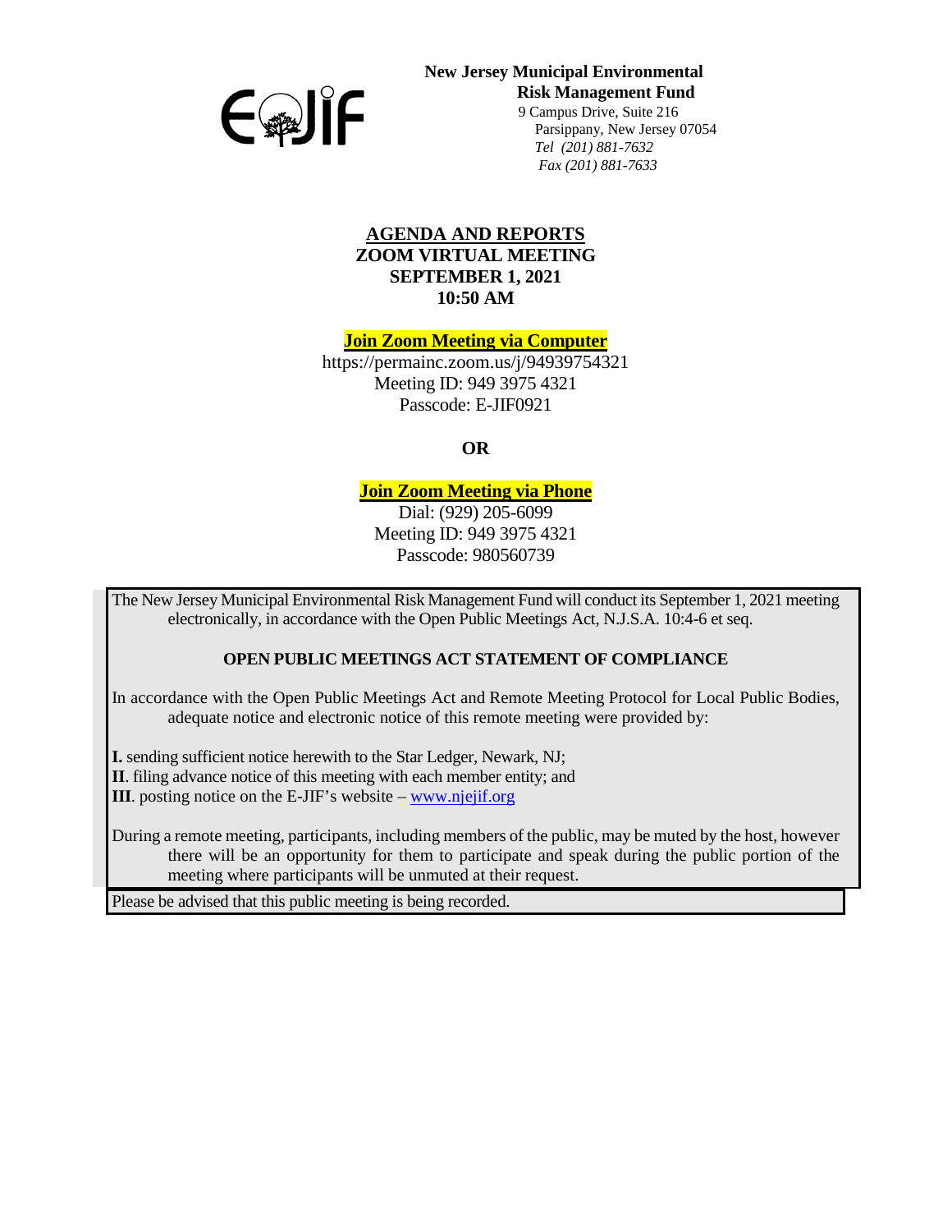**New Jersey Municipal Environmental Risk Management Fund**
9 Campus Drive, Suite 216
Parsippany, New Jersey 07054
*Tel (201) 881-7632*
*Fax (201) 881-7633*

# AGENDA AND REPORTS
## ZOOM VIRTUAL MEETING
## SEPTEMBER 1, 2021
## 10:50 AM

**Join Zoom Meeting via Computer**

https://permainc.zoom.us/j/94939754321
Meeting ID: 949 3975 4321
Passcode: E-JIF0921

**OR**

**Join Zoom Meeting via Phone**

Dial: (929) 205-6099
Meeting ID: 949 3975 4321
Passcode: 980560739

The New Jersey Municipal Environmental Risk Management Fund will conduct its September 1, 2021 meeting electronically, in accordance with the Open Public Meetings Act, N.J.S.A. 10:4-6 et seq.

**OPEN PUBLIC MEETINGS ACT STATEMENT OF COMPLIANCE**

In accordance with the Open Public Meetings Act and Remote Meeting Protocol for Local Public Bodies, adequate notice and electronic notice of this remote meeting were provided by:

**I.** sending sufficient notice herewith to the Star Ledger, Newark, NJ;
**II**. filing advance notice of this meeting with each member entity; and
**III**. posting notice on the E-JIF's website – www.njejif.org

During a remote meeting, participants, including members of the public, may be muted by the host, however there will be an opportunity for them to participate and speak during the public portion of the meeting where participants will be unmuted at their request.

Please be advised that this public meeting is being recorded.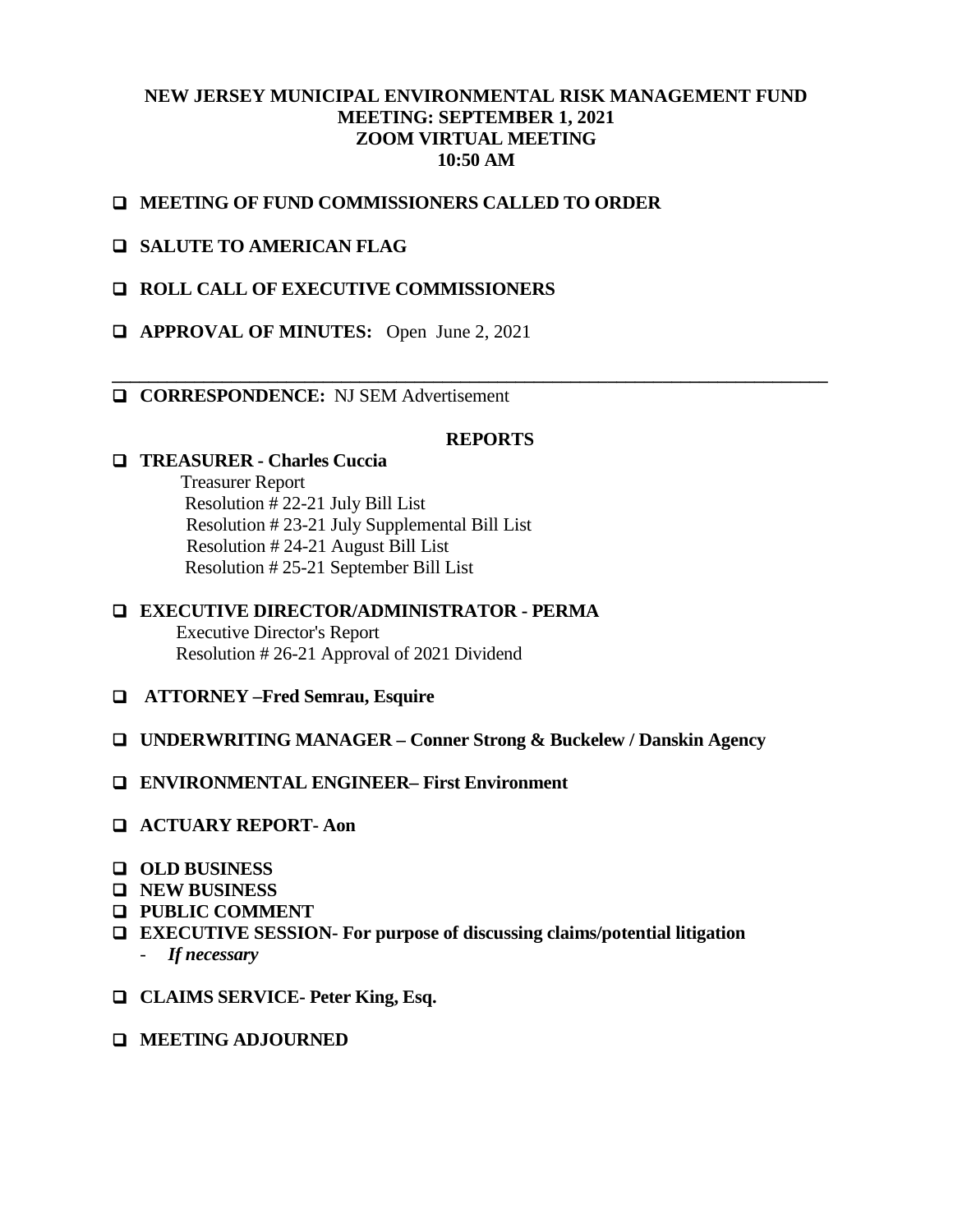**NEW JERSEY MUNICIPAL ENVIRONMENTAL RISK MANAGEMENT FUND**
**MEETING: SEPTEMBER 1, 2021**
**ZOOM VIRTUAL MEETING**
**10:50 AM**

- ❑ **MEETING OF FUND COMMISSIONERS CALLED TO ORDER**
- ❑ **SALUTE TO AMERICAN FLAG**
- ❑ **ROLL CALL OF EXECUTIVE COMMISSIONERS**
- ❑ **APPROVAL OF MINUTES:** Open June 2, 2021

---

- ❑ **CORRESPONDENCE:** NJ SEM Advertisement

**REPORTS**

- ❑ **TREASURER - Charles Cuccia**
  - Treasurer Report
  - Resolution # 22-21 July Bill List
  - Resolution # 23-21 July Supplemental Bill List
  - Resolution # 24-21 August Bill List
  - Resolution # 25-21 September Bill List

- ❑ **EXECUTIVE DIRECTOR/ADMINISTRATOR - PERMA**
  - Executive Director's Report
  - Resolution # 26-21 Approval of 2021 Dividend

- ❑ **ATTORNEY –Fred Semrau, Esquire**

- ❑ **UNDERWRITING MANAGER – Conner Strong & Buckelew / Danskin Agency**

- ❑ **ENVIRONMENTAL ENGINEER– First Environment**

- ❑ **ACTUARY REPORT- Aon**

- ❑ **OLD BUSINESS**
- ❑ **NEW BUSINESS**
- ❑ **PUBLIC COMMENT**
- ❑ **EXECUTIVE SESSION- For purpose of discussing claims/potential litigation**
  - ***If necessary***

- ❑ **CLAIMS SERVICE- Peter King, Esq.**

- ❑ **MEETING ADJOURNED**